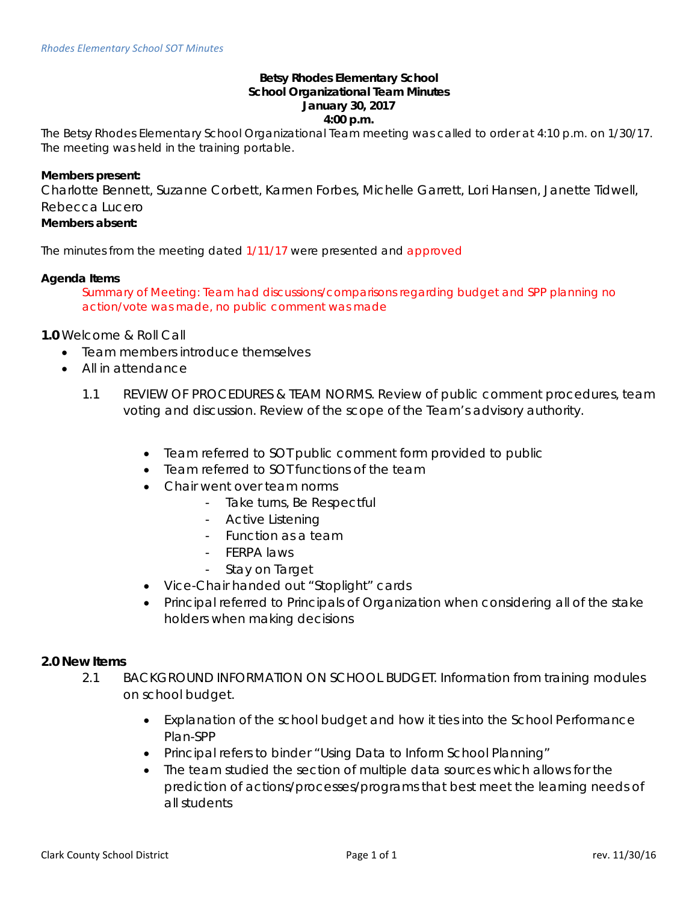**Betsy Rhodes Elementary School**
**School Organizational Team Minutes**
**January 30, 2017**
**4:00 p.m.**

The Betsy Rhodes Elementary School Organizational Team meeting was called to order at 4:10 p.m. on 1/30/17. The meeting was held in the training portable.

**Members present:**
Charlotte Bennett, Suzanne Corbett, Karmen Forbes, Michelle Garrett, Lori Hansen, Janette Tidwell, Rebecca Lucero
**Members absent:**

The minutes from the meeting dated 1/11/17 were presented and approved

**Agenda Items**

Summary of Meeting: Team had discussions/comparisons regarding budget and SPP planning no action/vote was made, no public comment was made

**1.0** Welcome & Roll Call

- Team members introduce themselves
- All in attendance

1.1 REVIEW OF PROCEDURES & TEAM NORMS. Review of public comment procedures, team voting and discussion. Review of the scope of the Team's advisory authority.

- Team referred to SOT public comment form provided to public
- Team referred to SOT functions of the team
- Chair went over team norms
    - Take turns, Be Respectful
    - Active Listening
    - Function as a team
    - FERPA laws
    - Stay on Target
- Vice-Chair handed out "Stoplight" cards
- Principal referred to Principals of Organization when considering all of the stake holders when making decisions

**2.0 New Items**

2.1 BACKGROUND INFORMATION ON SCHOOL BUDGET. Information from training modules on school budget.

- Explanation of the school budget and how it ties into the School Performance Plan-SPP
- Principal refers to binder "Using Data to Inform School Planning"
- The team studied the section of multiple data sources which allows for the prediction of actions/processes/programs that best meet the learning needs of all students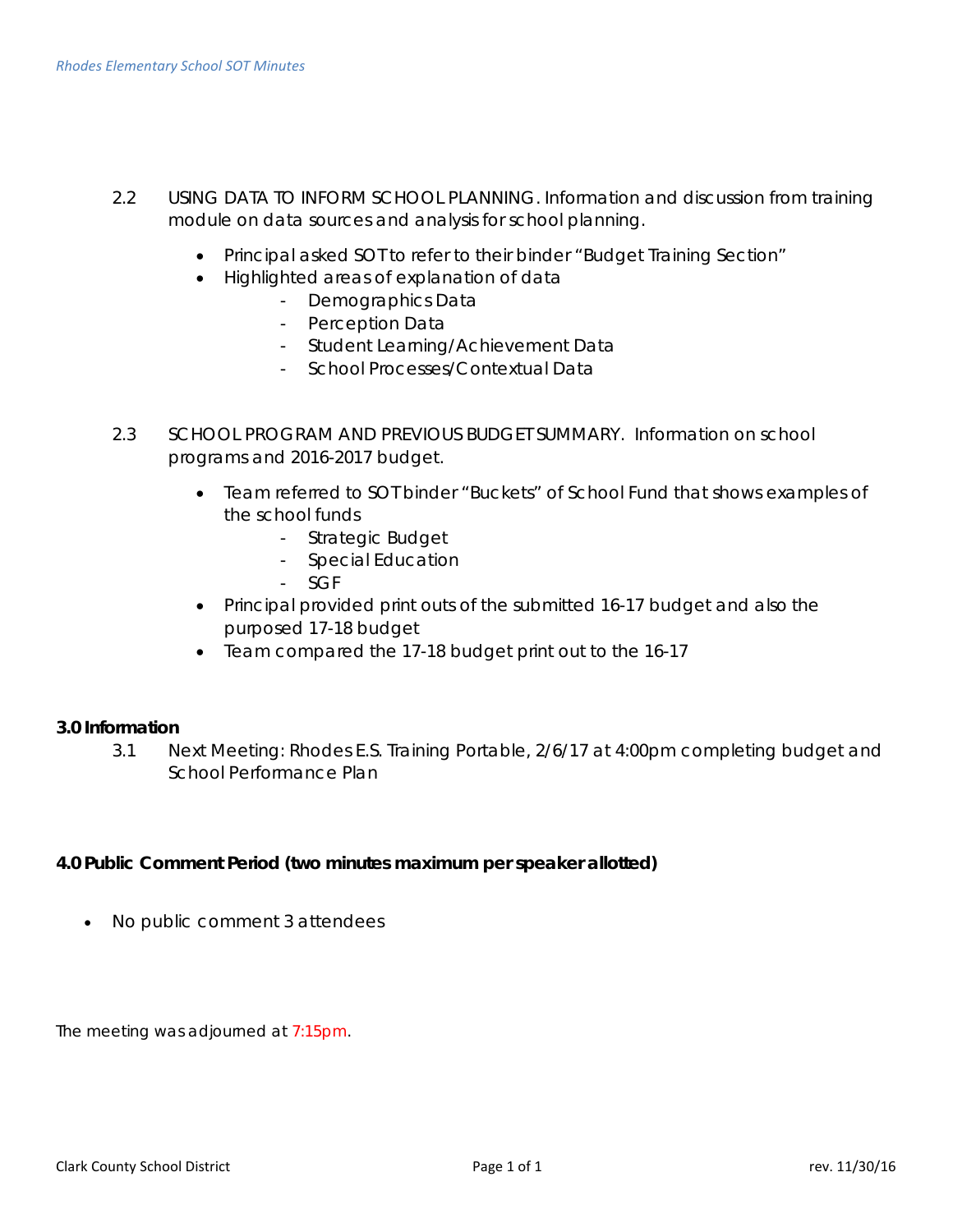2.2 USING DATA TO INFORM SCHOOL PLANNING. Information and discussion from training module on data sources and analysis for school planning.

- Principal asked SOT to refer to their binder "Budget Training Section"
- Highlighted areas of explanation of data
  - Demographics Data
  - Perception Data
  - Student Learning/Achievement Data
  - School Processes/Contextual Data

2.3 SCHOOL PROGRAM AND PREVIOUS BUDGET SUMMARY. Information on school programs and 2016-2017 budget.

- Team referred to SOT binder "Buckets" of School Fund that shows examples of the school funds
  - Strategic Budget
  - Special Education
  - SGF
- Principal provided print outs of the submitted 16-17 budget and also the purposed 17-18 budget
- Team compared the 17-18 budget print out to the 16-17

**3.0 Information**

3.1 Next Meeting: Rhodes E.S. Training Portable, 2/6/17 at 4:00pm completing budget and School Performance Plan

**4.0 Public Comment Period (two minutes maximum per speaker allotted)**

- No public comment 3 attendees

The meeting was adjourned at 7:15pm.